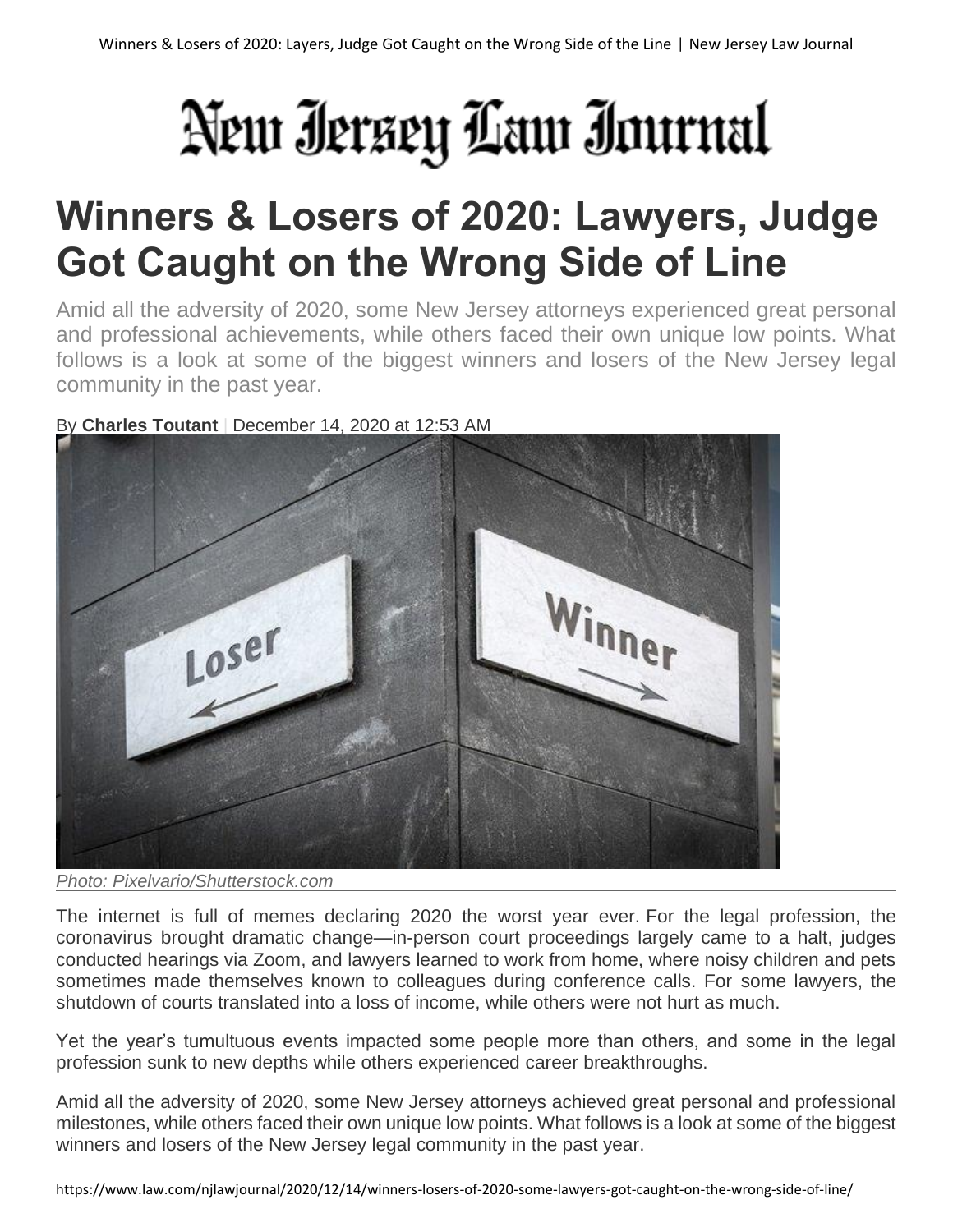# New Jersey Law Journal

# Winners & Losers of 2020: Lawyers, Judge Got Caught on the Wrong Side of Line

Amid all the adversity of 2020, some New Jersey attorneys experienced great personal and professional achievements, while others faced their own unique low points. What follows is a look at some of the biggest winners and losers of the New Jersey legal community in the past year.

By **Charles Toutant** | December 14, 2020 at 12:53 AM

*Photo: Pixelvario/Shutterstock.com*

The internet is full of memes declaring 2020 the worst year ever. For the legal profession, the coronavirus brought dramatic change—in-person court proceedings largely came to a halt, judges conducted hearings via Zoom, and lawyers learned to work from home, where noisy children and pets sometimes made themselves known to colleagues during conference calls. For some lawyers, the shutdown of courts translated into a loss of income, while others were not hurt as much.

Yet the year's tumultuous events impacted some people more than others, and some in the legal profession sunk to new depths while others experienced career breakthroughs.

Amid all the adversity of 2020, some New Jersey attorneys achieved great personal and professional milestones, while others faced their own unique low points. What follows is a look at some of the biggest winners and losers of the New Jersey legal community in the past year.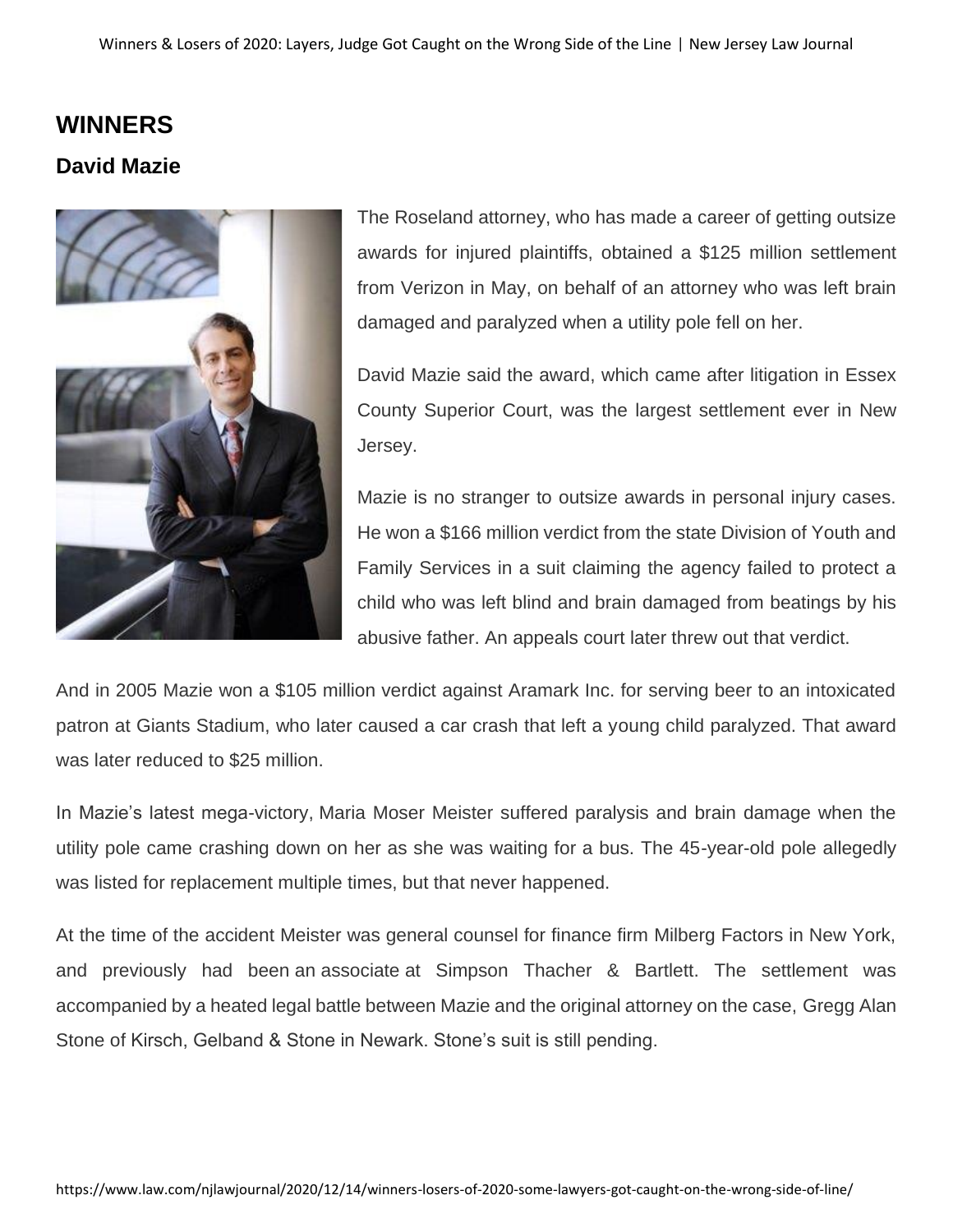## WINNERS

### David Mazie

The Roseland attorney, who has made a career of getting outsize awards for injured plaintiffs, obtained a $125 million settlement from Verizon in May, on behalf of an attorney who was left brain damaged and paralyzed when a utility pole fell on her.

David Mazie said the award, which came after litigation in Essex County Superior Court, was the largest settlement ever in New Jersey.

Mazie is no stranger to outsize awards in personal injury cases. He won a $166 million verdict from the state Division of Youth and Family Services in a suit claiming the agency failed to protect a child who was left blind and brain damaged from beatings by his abusive father. An appeals court later threw out that verdict.

And in 2005 Mazie won a $105 million verdict against Aramark Inc. for serving beer to an intoxicated patron at Giants Stadium, who later caused a car crash that left a young child paralyzed. That award was later reduced to $25 million.

In Mazie's latest mega-victory, Maria Moser Meister suffered paralysis and brain damage when the utility pole came crashing down on her as she was waiting for a bus. The 45-year-old pole allegedly was listed for replacement multiple times, but that never happened.

At the time of the accident Meister was general counsel for finance firm Milberg Factors in New York, and previously had been an associate at Simpson Thacher & Bartlett. The settlement was accompanied by a heated legal battle between Mazie and the original attorney on the case, Gregg Alan Stone of Kirsch, Gelband & Stone in Newark. Stone's suit is still pending.